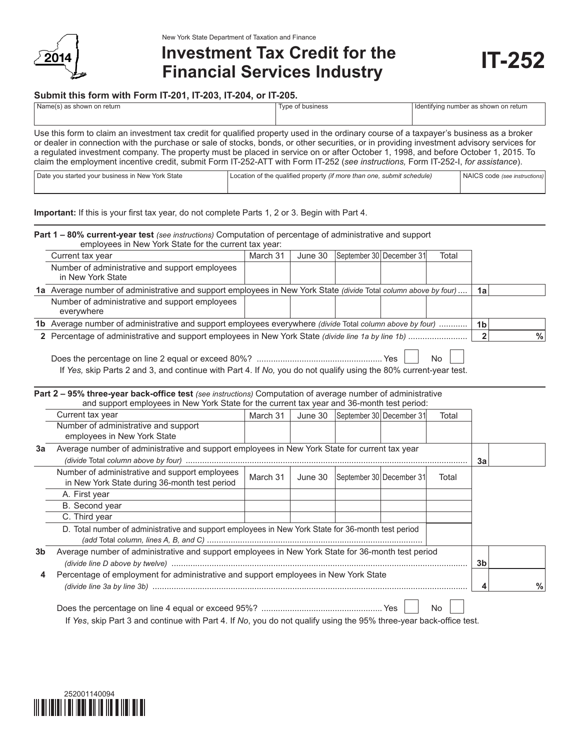New York State Department of Taxation and Finance

2014

# Investment Tax Credit for the Financial Services Industry

# IT-252

**Submit this form with Form IT-201, IT-203, IT-204, or IT-205.**

| Name(s) as shown on return | Type of business | Identifying number as shown on return |
|---|---|---|
| | | |

Use this form to claim an investment tax credit for qualified property used in the ordinary course of a taxpayer's business as a broker or dealer in connection with the purchase or sale of stocks, bonds, or other securities, or in providing investment advisory services for a regulated investment company. The property must be placed in service on or after October 1, 1998, and before October 1, 2015. To claim the employment incentive credit, submit Form IT-252-ATT with Form IT-252 (*see instructions,* Form IT-252-I, *for assistance*).

| Date you started your business in New York State | Location of the qualified property *(if more than one, submit schedule)* | NAICS code *(see instructions)* |
|---|---|---|
| | | |

**Important:** If this is your first tax year, do not complete Parts 1, 2 or 3. Begin with Part 4.

**Part 1 – 80% current-year test** *(see instructions)* Computation of percentage of administrative and support employees in New York State for the current tax year:

| Current tax year | March 31 | June 30 | September 30 | December 31 | Total |
|---|---|---|---|---|---|
| Number of administrative and support employees in New York State | | | | | |

**1a** Average number of administrative and support employees in New York State *(divide Total column above by four)* .... **1a** ______

| | March 31 | June 30 | September 30 | December 31 | Total |
|---|---|---|---|---|---|
| Number of administrative and support employees everywhere | | | | | |

**1b** Average number of administrative and support employees everywhere *(divide Total column above by four)* ............ **1b** ______

**2** Percentage of administrative and support employees in New York State *(divide line 1a by line 1b)* ........................ **2** ______ %

Does the percentage on line 2 equal or exceed 80%? .................................................... Yes ☐ No ☐

If *Yes,* skip Parts 2 and 3, and continue with Part 4. If *No,* you do not qualify using the 80% current-year test.

**Part 2 – 95% three-year back-office test** *(see instructions)* Computation of average number of administrative and support employees in New York State for the current tax year and 36-month test period:

| Current tax year | March 31 | June 30 | September 30 | December 31 | Total |
|---|---|---|---|---|---|
| Number of administrative and support employees in New York State | | | | | |

**3a** Average number of administrative and support employees in New York State for current tax year *(divide Total column above by four)* .................................................... **3a** ______

| Number of administrative and support employees in New York State during 36-month test period | March 31 | June 30 | September 30 | December 31 | Total |
|---|---|---|---|---|---|
| A. First year | | | | | |
| B. Second year | | | | | |
| C. Third year | | | | | |
| D. Total number of administrative and support employees in New York State for 36-month test period *(add Total column, lines A, B, and C)* | | | | | |

**3b** Average number of administrative and support employees in New York State for 36-month test period *(divide line D above by twelve)* .................................................... **3b** ______

**4** Percentage of employment for administrative and support employees in New York State *(divide line 3a by line 3b)* .................................................... **4** ______ %

Does the percentage on line 4 equal or exceed 95%? .................................................. Yes ☐ No ☐

If *Yes*, skip Part 3 and continue with Part 4. If *No*, you do not qualify using the 95% three-year back-office test.

252001140094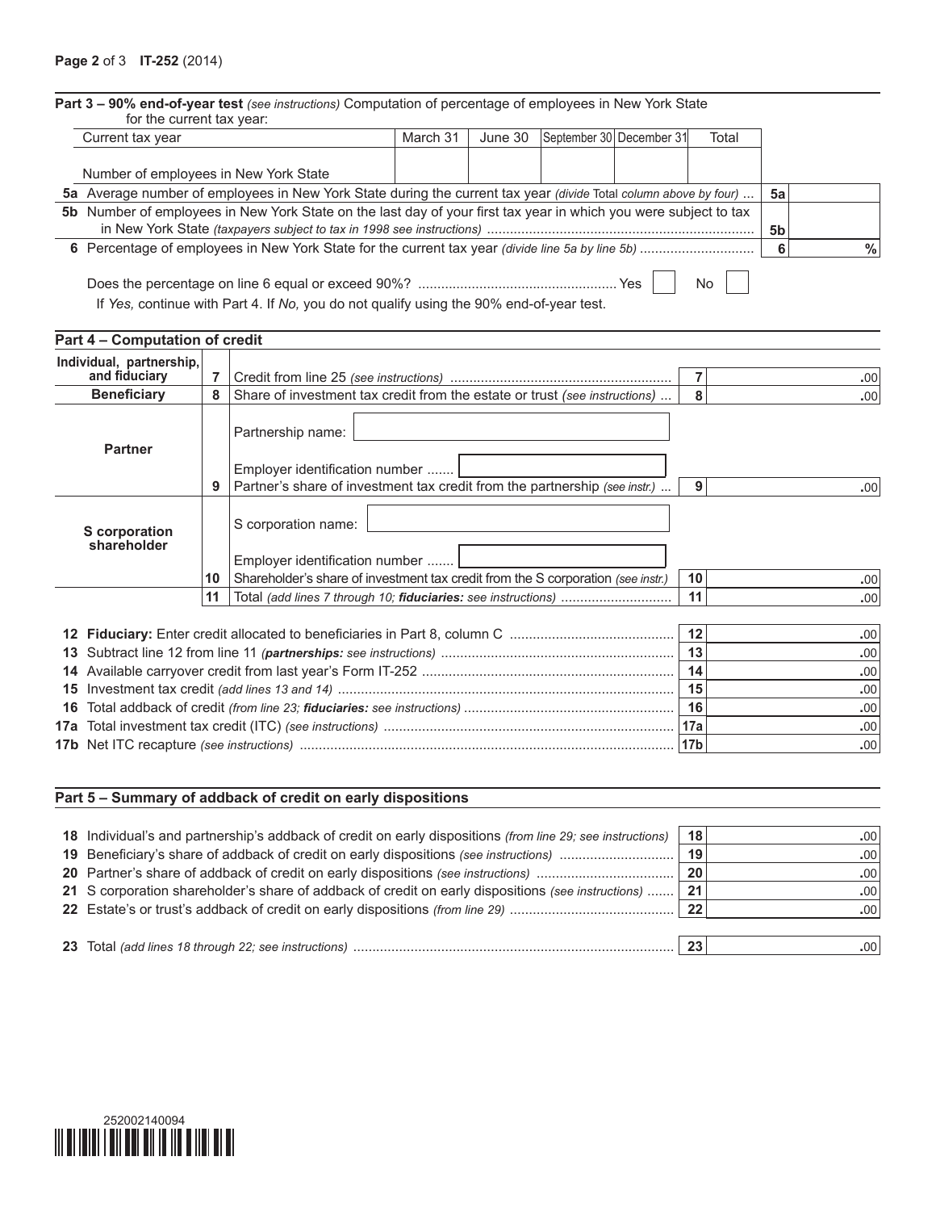**Part 3 – 90% end-of-year test** *(see instructions)* Computation of percentage of employees in New York State for the current tax year:

| Current tax year | March 31 | June 30 | September 30 | December 31 | Total |
|---|---|---|---|---|---|
| Number of employees in New York State | | | | | |

| | | | |
|---|---|---|---|
| **5a** | Average number of employees in New York State during the current tax year *(divide Total column above by four)* ... | 5a | |
| **5b** | Number of employees in New York State on the last day of your first tax year in which you were subject to tax in New York State *(taxpayers subject to tax in 1998 see instructions)* ..... | 5b | |
| **6** | Percentage of employees in New York State for the current tax year *(divide line 5a by line 5b)* ..... | 6 | % |

Does the percentage on line 6 equal or exceed 90%? ..... Yes ☐ No ☐

If *Yes,* continue with Part 4. If *No,* you do not qualify using the 90% end-of-year test.

**Part 4 – Computation of credit**

| | | | | |
|---|---|---|---|---|
| **Individual, partnership, and fiduciary** | **7** | Credit from line 25 *(see instructions)* ..... | 7 | .00 |
| **Beneficiary** | **8** | Share of investment tax credit from the estate or trust *(see instructions)* ... | 8 | .00 |
| **Partner** | | Partnership name: | | |
| | | Employer identification number ....... | | |
| | **9** | Partner's share of investment tax credit from the partnership *(see instr.)* ... | 9 | .00 |
| **S corporation shareholder** | | S corporation name: | | |
| | | Employer identification number ....... | | |
| | **10** | Shareholder's share of investment tax credit from the S corporation *(see instr.)* | 10 | .00 |
| | **11** | Total *(add lines 7 through 10;* ***fiduciaries:*** *see instructions)* ..... | 11 | .00 |

| | | | |
|---|---|---|---|
| **12** | **Fiduciary:** Enter credit allocated to beneficiaries in Part 8, column C ..... | 12 | .00 |
| **13** | Subtract line 12 from line 11 *(**partnerships:** see instructions)* ..... | 13 | .00 |
| **14** | Available carryover credit from last year's Form IT-252 ..... | 14 | .00 |
| **15** | Investment tax credit *(add lines 13 and 14)* ..... | 15 | .00 |
| **16** | Total addback of credit *(from line 23;* ***fiduciaries:*** *see instructions)* ..... | 16 | .00 |
| **17a** | Total investment tax credit (ITC) *(see instructions)* ..... | 17a | .00 |
| **17b** | Net ITC recapture *(see instructions)* ..... | 17b | .00 |

**Part 5 – Summary of addback of credit on early dispositions**

| | | | |
|---|---|---|---|
| **18** | Individual's and partnership's addback of credit on early dispositions *(from line 29; see instructions)* | 18 | .00 |
| **19** | Beneficiary's share of addback of credit on early dispositions *(see instructions)* ..... | 19 | .00 |
| **20** | Partner's share of addback of credit on early dispositions *(see instructions)* ..... | 20 | .00 |
| **21** | S corporation shareholder's share of addback of credit on early dispositions *(see instructions)* ..... | 21 | .00 |
| **22** | Estate's or trust's addback of credit on early dispositions *(from line 29)* ..... | 22 | .00 |
| **23** | Total *(add lines 18 through 22; see instructions)* ..... | 23 | .00 |

252002140094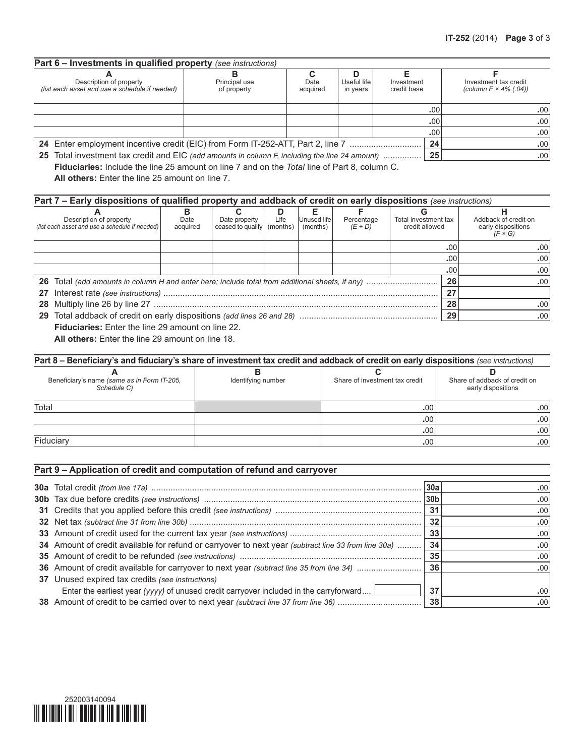## Part 6 – Investments in qualified property *(see instructions)*

| A<br>Description of property<br>*(list each asset and use a schedule if needed)* | B<br>Principal use of property | C<br>Date acquired | D<br>Useful life in years | E<br>Investment credit base | F<br>Investment tax credit<br>*(column E × 4% (.04))* |
|---|---|---|---|---|---|
| | | | | .00 | .00 |
| | | | | .00 | .00 |
| | | | | .00 | .00 |

| | | |
|---|---|---|
| **24** Enter employment incentive credit (EIC) from Form IT-252-ATT, Part 2, line 7 | **24** | .00 |
| **25** Total investment tax credit and EIC *(add amounts in column F, including the line 24 amount)* | **25** | .00 |

**Fiduciaries:** Include the line 25 amount on line 7 and on the *Total* line of Part 8, column C.

**All others:** Enter the line 25 amount on line 7.

## Part 7 – Early dispositions of qualified property and addback of credit on early dispositions *(see instructions)*

| A<br>Description of property<br>*(list each asset and use a schedule if needed)* | B<br>Date acquired | C<br>Date property ceased to qualify | D<br>Life (months) | E<br>Unused life (months) | F<br>Percentage<br>*(E ÷ D)* | G<br>Total investment tax credit allowed | H<br>Addback of credit on early dispositions<br>*(F × G)* |
|---|---|---|---|---|---|---|---|
| | | | | | | .00 | .00 |
| | | | | | | .00 | .00 |
| | | | | | | .00 | .00 |

| | | |
|---|---|---|
| **26** Total *(add amounts in column H and enter here; include total from additional sheets, if any)* | **26** | .00 |
| **27** Interest rate *(see instructions)* | **27** | |
| **28** Multiply line 26 by line 27 | **28** | .00 |
| **29** Total addback of credit on early dispositions *(add lines 26 and 28)* | **29** | .00 |

**Fiduciaries:** Enter the line 29 amount on line 22.

**All others:** Enter the line 29 amount on line 18.

## Part 8 – Beneficiary's and fiduciary's share of investment tax credit and addback of credit on early dispositions *(see instructions)*

| A<br>Beneficiary's name *(same as in Form IT-205, Schedule C)* | B<br>Identifying number | C<br>Share of investment tax credit | D<br>Share of addback of credit on early dispositions |
|---|---|---|---|
| Total | | .00 | .00 |
| | | .00 | .00 |
| | | .00 | .00 |
| Fiduciary | | .00 | .00 |

## Part 9 – Application of credit and computation of refund and carryover

| | | |
|---|---|---|
| **30a** Total credit *(from line 17a)* | **30a** | .00 |
| **30b** Tax due before credits *(see instructions)* | **30b** | .00 |
| **31** Credits that you applied before this credit *(see instructions)* | **31** | .00 |
| **32** Net tax *(subtract line 31 from line 30b)* | **32** | .00 |
| **33** Amount of credit used for the current tax year *(see instructions)* | **33** | .00 |
| **34** Amount of credit available for refund or carryover to next year *(subtract line 33 from line 30a)* | **34** | .00 |
| **35** Amount of credit to be refunded *(see instructions)* | **35** | .00 |
| **36** Amount of credit available for carryover to next year *(subtract line 35 from line 34)* | **36** | .00 |
| **37** Unused expired tax credits *(see instructions)*<br>Enter the earliest year *(yyyy)* of unused credit carryover included in the carryforward.... | **37** | .00 |
| **38** Amount of credit to be carried over to next year *(subtract line 37 from line 36)* | **38** | .00 |

252003140094